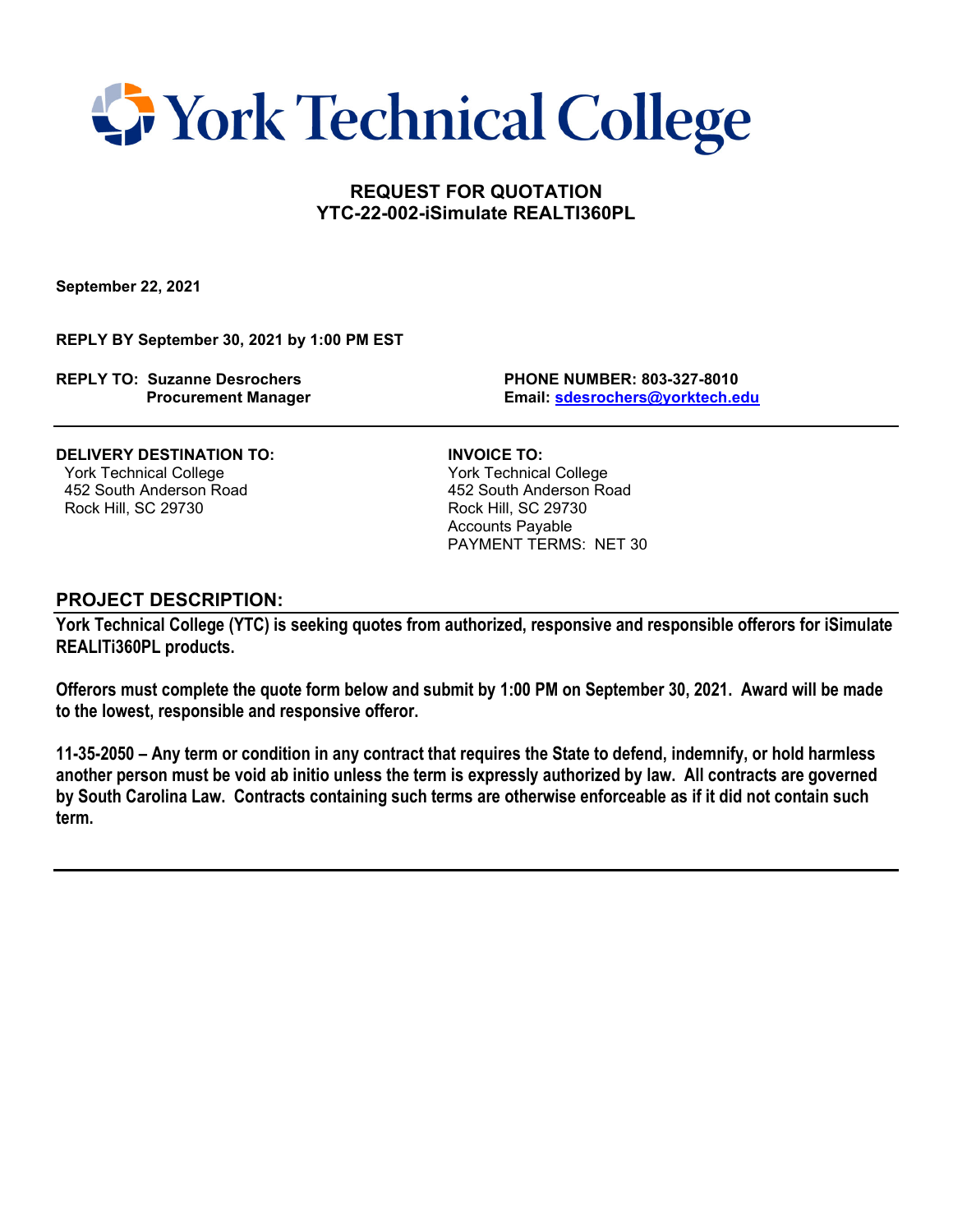# York Technical College

## REQUEST FOR QUOTATION
## YTC-22-002-iSimulate REALTI360PL

**September 22, 2021**

**REPLY BY September 30, 2021 by 1:00 PM EST**

**REPLY TO: Suzanne Desrochers**
**Procurement Manager**

**PHONE NUMBER: 803-327-8010**
**Email: sdesrochers@yorktech.edu**

---

**DELIVERY DESTINATION TO:**
York Technical College
452 South Anderson Road
Rock Hill, SC 29730

**INVOICE TO:**
York Technical College
452 South Anderson Road
Rock Hill, SC 29730
Accounts Payable
PAYMENT TERMS: NET 30

### PROJECT DESCRIPTION:

**York Technical College (YTC) is seeking quotes from authorized, responsive and responsible offerors for iSimulate REALITi360PL products.**

**Offerors must complete the quote form below and submit by 1:00 PM on September 30, 2021. Award will be made to the lowest, responsible and responsive offeror.**

**11-35-2050 – Any term or condition in any contract that requires the State to defend, indemnify, or hold harmless another person must be void ab initio unless the term is expressly authorized by law. All contracts are governed by South Carolina Law. Contracts containing such terms are otherwise enforceable as if it did not contain such term.**

---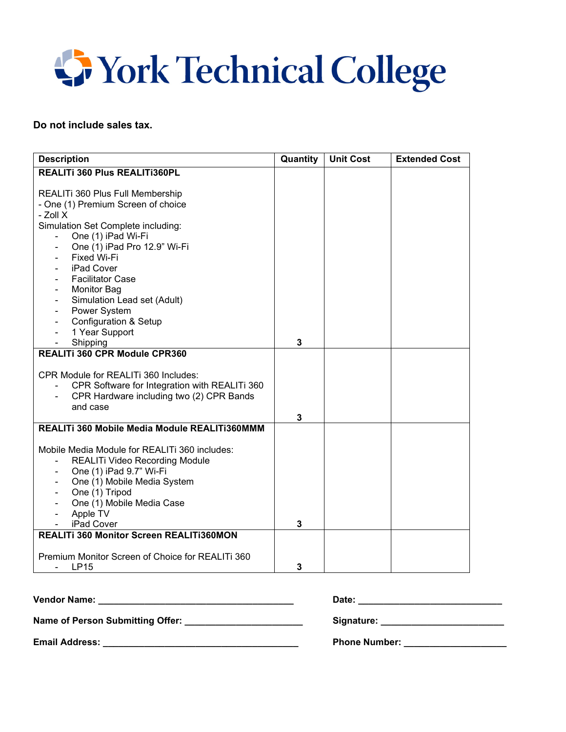# York Technical College

**Do not include sales tax.**

| Description | Quantity | Unit Cost | Extended Cost |
|---|---|---|---|
| **REALITi 360 Plus REALITi360PL**<br><br>REALITi 360 Plus Full Membership<br>- One (1) Premium Screen of choice<br>- Zoll X<br>Simulation Set Complete including:<br>- One (1) iPad Wi-Fi<br>- One (1) iPad Pro 12.9" Wi-Fi<br>- Fixed Wi-Fi<br>- iPad Cover<br>- Facilitator Case<br>- Monitor Bag<br>- Simulation Lead set (Adult)<br>- Power System<br>- Configuration & Setup<br>- 1 Year Support<br>- Shipping | 3 | | |
| **REALITi 360 CPR Module CPR360**<br><br>CPR Module for REALITi 360 Includes:<br>- CPR Software for Integration with REALITi 360<br>- CPR Hardware including two (2) CPR Bands and case | 3 | | |
| **REALITi 360 Mobile Media Module REALITi360MMM**<br><br>Mobile Media Module for REALITi 360 includes:<br>- REALITi Video Recording Module<br>- One (1) iPad 9.7" Wi-Fi<br>- One (1) Mobile Media System<br>- One (1) Tripod<br>- One (1) Mobile Media Case<br>- Apple TV<br>- iPad Cover | 3 | | |
| **REALITi 360 Monitor Screen REALITi360MON**<br><br>Premium Monitor Screen of Choice for REALITi 360<br>- LP15 | 3 | | |

**Vendor Name:** ______________________________________ **Date:** ____________________________

**Name of Person Submitting Offer:** ______________________ **Signature:** ________________________

**Email Address:** ______________________________________ **Phone Number:** ____________________